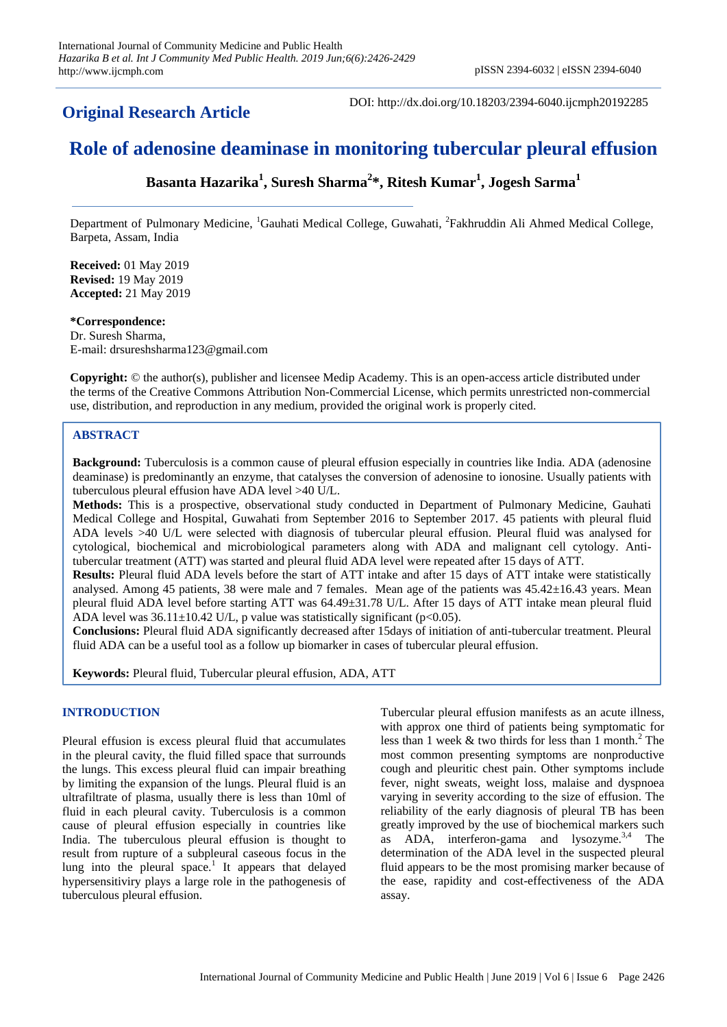**Original Research Article**

DOI: http://dx.doi.org/10.18203/2394-6040.ijcmph20192285

# Role of adenosine deaminase in monitoring tubercular pleural effusion

**Basanta Hazarika[1], Suresh Sharma[2]*, Ritesh Kumar[1], Jogesh Sarma[1]**

Department of Pulmonary Medicine, [1]Gauhati Medical College, Guwahati, [2]Fakhruddin Ali Ahmed Medical College, Barpeta, Assam, India

**Received:** 01 May 2019
**Revised:** 19 May 2019
**Accepted:** 21 May 2019

**\*Correspondence:**
Dr. Suresh Sharma,
E-mail: drsureshsharma123@gmail.com

**Copyright:** © the author(s), publisher and licensee Medip Academy. This is an open-access article distributed under the terms of the Creative Commons Attribution Non-Commercial License, which permits unrestricted non-commercial use, distribution, and reproduction in any medium, provided the original work is properly cited.

## ABSTRACT

**Background:** Tuberculosis is a common cause of pleural effusion especially in countries like India. ADA (adenosine deaminase) is predominantly an enzyme, that catalyses the conversion of adenosine to ionosine. Usually patients with tuberculous pleural effusion have ADA level >40 U/L.

**Methods:** This is a prospective, observational study conducted in Department of Pulmonary Medicine, Gauhati Medical College and Hospital, Guwahati from September 2016 to September 2017. 45 patients with pleural fluid ADA levels >40 U/L were selected with diagnosis of tubercular pleural effusion. Pleural fluid was analysed for cytological, biochemical and microbiological parameters along with ADA and malignant cell cytology. Anti-tubercular treatment (ATT) was started and pleural fluid ADA level were repeated after 15 days of ATT.

**Results:** Pleural fluid ADA levels before the start of ATT intake and after 15 days of ATT intake were statistically analysed. Among 45 patients, 38 were male and 7 females. Mean age of the patients was 45.42±16.43 years. Mean pleural fluid ADA level before starting ATT was 64.49±31.78 U/L. After 15 days of ATT intake mean pleural fluid ADA level was 36.11±10.42 U/L, p value was statistically significant ($p<0.05$).

**Conclusions:** Pleural fluid ADA significantly decreased after 15days of initiation of anti-tubercular treatment. Pleural fluid ADA can be a useful tool as a follow up biomarker in cases of tubercular pleural effusion.

**Keywords:** Pleural fluid, Tubercular pleural effusion, ADA, ATT

## INTRODUCTION

Pleural effusion is excess pleural fluid that accumulates in the pleural cavity, the fluid filled space that surrounds the lungs. This excess pleural fluid can impair breathing by limiting the expansion of the lungs. Pleural fluid is an ultrafiltrate of plasma, usually there is less than 10ml of fluid in each pleural cavity. Tuberculosis is a common cause of pleural effusion especially in countries like India. The tuberculous pleural effusion is thought to result from rupture of a subpleural caseous focus in the lung into the pleural space.[1] It appears that delayed hypersensitiviry plays a large role in the pathogenesis of tuberculous pleural effusion.

Tubercular pleural effusion manifests as an acute illness, with approx one third of patients being symptomatic for less than 1 week & two thirds for less than 1 month.[2] The most common presenting symptoms are nonproductive cough and pleuritic chest pain. Other symptoms include fever, night sweats, weight loss, malaise and dyspnoea varying in severity according to the size of effusion. The reliability of the early diagnosis of pleural TB has been greatly improved by the use of biochemical markers such as ADA, interferon-gama and lysozyme.[3,4] The determination of the ADA level in the suspected pleural fluid appears to be the most promising marker because of the ease, rapidity and cost-effectiveness of the ADA assay.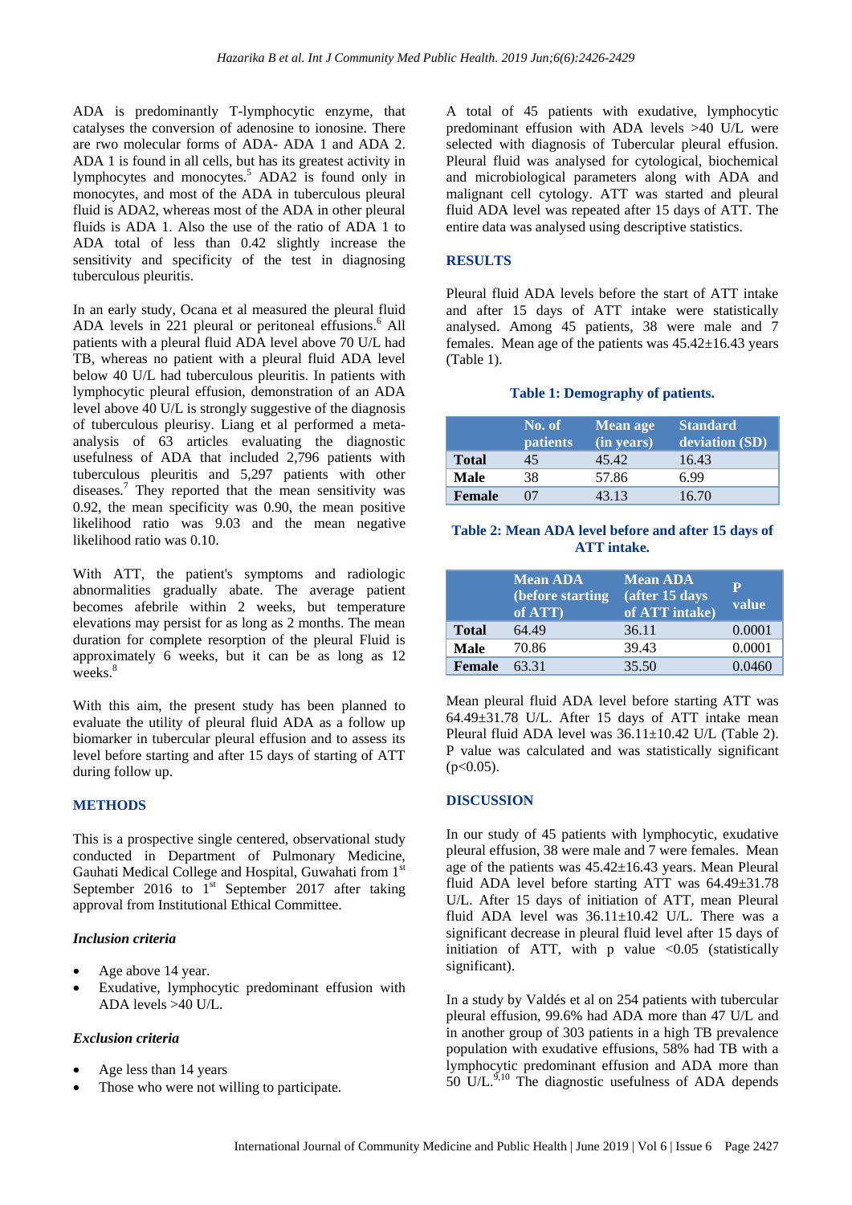ADA is predominantly T-lymphocytic enzyme, that catalyses the conversion of adenosine to ionosine. There are rwo molecular forms of ADA- ADA 1 and ADA 2. ADA 1 is found in all cells, but has its greatest activity in lymphocytes and monocytes.[5] ADA2 is found only in monocytes, and most of the ADA in tuberculous pleural fluid is ADA2, whereas most of the ADA in other pleural fluids is ADA 1. Also the use of the ratio of ADA 1 to ADA total of less than 0.42 slightly increase the sensitivity and specificity of the test in diagnosing tuberculous pleuritis.

In an early study, Ocana et al measured the pleural fluid ADA levels in 221 pleural or peritoneal effusions.[6] All patients with a pleural fluid ADA level above 70 U/L had TB, whereas no patient with a pleural fluid ADA level below 40 U/L had tuberculous pleuritis. In patients with lymphocytic pleural effusion, demonstration of an ADA level above 40 U/L is strongly suggestive of the diagnosis of tuberculous pleurisy. Liang et al performed a meta-analysis of 63 articles evaluating the diagnostic usefulness of ADA that included 2,796 patients with tuberculous pleuritis and 5,297 patients with other diseases.[7] They reported that the mean sensitivity was 0.92, the mean specificity was 0.90, the mean positive likelihood ratio was 9.03 and the mean negative likelihood ratio was 0.10.

With ATT, the patient's symptoms and radiologic abnormalities gradually abate. The average patient becomes afebrile within 2 weeks, but temperature elevations may persist for as long as 2 months. The mean duration for complete resorption of the pleural Fluid is approximately 6 weeks, but it can be as long as 12 weeks.[8]

With this aim, the present study has been planned to evaluate the utility of pleural fluid ADA as a follow up biomarker in tubercular pleural effusion and to assess its level before starting and after 15 days of starting of ATT during follow up.

## METHODS

This is a prospective single centered, observational study conducted in Department of Pulmonary Medicine, Gauhati Medical College and Hospital, Guwahati from 1st September 2016 to 1st September 2017 after taking approval from Institutional Ethical Committee.

### Inclusion criteria

- Age above 14 year.
- Exudative, lymphocytic predominant effusion with ADA levels >40 U/L.

### Exclusion criteria

- Age less than 14 years
- Those who were not willing to participate.

A total of 45 patients with exudative, lymphocytic predominant effusion with ADA levels >40 U/L were selected with diagnosis of Tubercular pleural effusion. Pleural fluid was analysed for cytological, biochemical and microbiological parameters along with ADA and malignant cell cytology. ATT was started and pleural fluid ADA level was repeated after 15 days of ATT. The entire data was analysed using descriptive statistics.

## RESULTS

Pleural fluid ADA levels before the start of ATT intake and after 15 days of ATT intake were statistically analysed. Among 45 patients, 38 were male and 7 females. Mean age of the patients was 45.42±16.43 years (Table 1).

**Table 1: Demography of patients.**

| | No. of patients | Mean age (in years) | Standard deviation (SD) |
|---|---|---|---|
| **Total** | 45 | 45.42 | 16.43 |
| **Male** | 38 | 57.86 | 6.99 |
| **Female** | 07 | 43.13 | 16.70 |

**Table 2: Mean ADA level before and after 15 days of ATT intake.**

| | Mean ADA (before starting of ATT) | Mean ADA (after 15 days of ATT intake) | P value |
|---|---|---|---|
| **Total** | 64.49 | 36.11 | 0.0001 |
| **Male** | 70.86 | 39.43 | 0.0001 |
| **Female** | 63.31 | 35.50 | 0.0460 |

Mean pleural fluid ADA level before starting ATT was 64.49±31.78 U/L. After 15 days of ATT intake mean Pleural fluid ADA level was 36.11±10.42 U/L (Table 2). P value was calculated and was statistically significant ($p<0.05$).

## DISCUSSION

In our study of 45 patients with lymphocytic, exudative pleural effusion, 38 were male and 7 were females. Mean age of the patients was 45.42±16.43 years. Mean Pleural fluid ADA level before starting ATT was 64.49±31.78 U/L. After 15 days of initiation of ATT, mean Pleural fluid ADA level was 36.11±10.42 U/L. There was a significant decrease in pleural fluid level after 15 days of initiation of ATT, with p value <0.05 (statistically significant).

In a study by Valdés et al on 254 patients with tubercular pleural effusion, 99.6% had ADA more than 47 U/L and in another group of 303 patients in a high TB prevalence population with exudative effusions, 58% had TB with a lymphocytic predominant effusion and ADA more than 50 U/L.[9,10] The diagnostic usefulness of ADA depends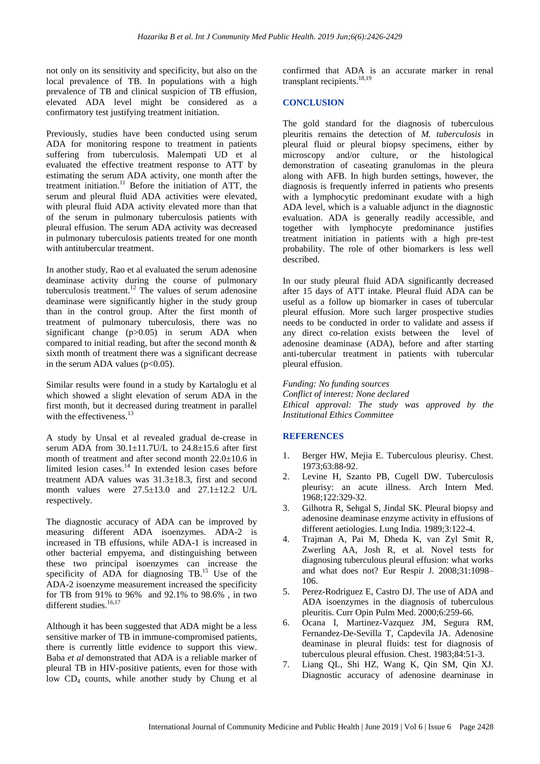not only on its sensitivity and specificity, but also on the local prevalence of TB. In populations with a high prevalence of TB and clinical suspicion of TB effusion, elevated ADA level might be considered as a confirmatory test justifying treatment initiation.

Previously, studies have been conducted using serum ADA for monitoring respone to treatment in patients suffering from tuberculosis. Malempati UD et al evaluated the effective treatment response to ATT by estimating the serum ADA activity, one month after the treatment initiation.[11] Before the initiation of ATT, the serum and pleural fluid ADA activities were elevated, with pleural fluid ADA activity elevated more than that of the serum in pulmonary tuberculosis patients with pleural effusion. The serum ADA activity was decreased in pulmonary tuberculosis patients treated for one month with antitubercular treatment.

In another study, Rao et al evaluated the serum adenosine deaminase activity during the course of pulmonary tuberculosis treatment.[12] The values of serum adenosine deaminase were significantly higher in the study group than in the control group. After the first month of treatment of pulmonary tuberculosis, there was no significant change ($p>0.05$) in serum ADA when compared to initial reading, but after the second month & sixth month of treatment there was a significant decrease in the serum ADA values ($p<0.05$).

Similar results were found in a study by Kartaloglu et al which showed a slight elevation of serum ADA in the first month, but it decreased during treatment in parallel with the effectiveness.[13]

A study by Unsal et al revealed gradual de-crease in serum ADA from 30.1±11.7U/L to 24.8±15.6 after first month of treatment and after second month 22.0±10.6 in limited lesion cases.[14] In extended lesion cases before treatment ADA values was 31.3±18.3, first and second month values were 27.5±13.0 and 27.1±12.2 U/L respectively.

The diagnostic accuracy of ADA can be improved by measuring different ADA isoenzymes. ADA-2 is increased in TB effusions, while ADA-1 is increased in other bacterial empyema, and distinguishing between these two principal isoenzymes can increase the specificity of ADA for diagnosing TB.[15] Use of the ADA-2 isoenzyme measurement increased the specificity for TB from 91% to 96% and 92.1% to 98.6% , in two different studies.[16,17]

Although it has been suggested that ADA might be a less sensitive marker of TB in immune-compromised patients, there is currently little evidence to support this view. Baba *et al* demonstrated that ADA is a reliable marker of pleural TB in HIV-positive patients, even for those with low $CD_4$ counts, while another study by Chung et al confirmed that ADA is an accurate marker in renal transplant recipients.[18,19]

## CONCLUSION

The gold standard for the diagnosis of tuberculous pleuritis remains the detection of *M. tuberculosis* in pleural fluid or pleural biopsy specimens, either by microscopy and/or culture, or the histological demonstration of caseating granulomas in the pleura along with AFB. In high burden settings, however, the diagnosis is frequently inferred in patients who presents with a lymphocytic predominant exudate with a high ADA level, which is a valuable adjunct in the diagnostic evaluation. ADA is generally readily accessible, and together with lymphocyte predominance justifies treatment initiation in patients with a high pre-test probability. The role of other biomarkers is less well described.

In our study pleural fluid ADA significantly decreased after 15 days of ATT intake. Pleural fluid ADA can be useful as a follow up biomarker in cases of tubercular pleural effusion. More such larger prospective studies needs to be conducted in order to validate and assess if any direct co-relation exists between the level of adenosine deaminase (ADA), before and after starting anti-tubercular treatment in patients with tubercular pleural effusion.

*Funding: No funding sources*
*Conflict of interest: None declared*
*Ethical approval: The study was approved by the Institutional Ethics Committee*

## REFERENCES

1. Berger HW, Mejia E. Tuberculous pleurisy. Chest. 1973;63:88-92.
2. Levine H, Szanto PB, Cugell DW. Tuberculosis pleurisy: an acute illness. Arch Intern Med. 1968;122:329-32.
3. Gilhotra R, Sehgal S, Jindal SK. Pleural biopsy and adenosine deaminase enzyme activity in effusions of different aetiologies. Lung India. 1989;3:122-4.
4. Trajman A, Pai M, Dheda K, van Zyl Smit R, Zwerling AA, Josh R, et al. Novel tests for diagnosing tuberculous pleural effusion: what works and what does not? Eur Respir J. 2008;31:1098–106.
5. Perez-Rodriguez E, Castro DJ. The use of ADA and ADA isoenzymes in the diagnosis of tuberculous pleuritis. Curr Opin Pulm Med. 2000;6:259-66.
6. Ocana I, Martinez-Vazquez JM, Segura RM, Fernandez-De-Sevilla T, Capdevila JA. Adenosine deaminase in pleural fluids: test for diagnosis of tuberculous pleural effusion. Chest. 1983;84:51-3.
7. Liang QL, Shi HZ, Wang K, Qin SM, Qin XJ. Diagnostic accuracy of adenosine dearninase in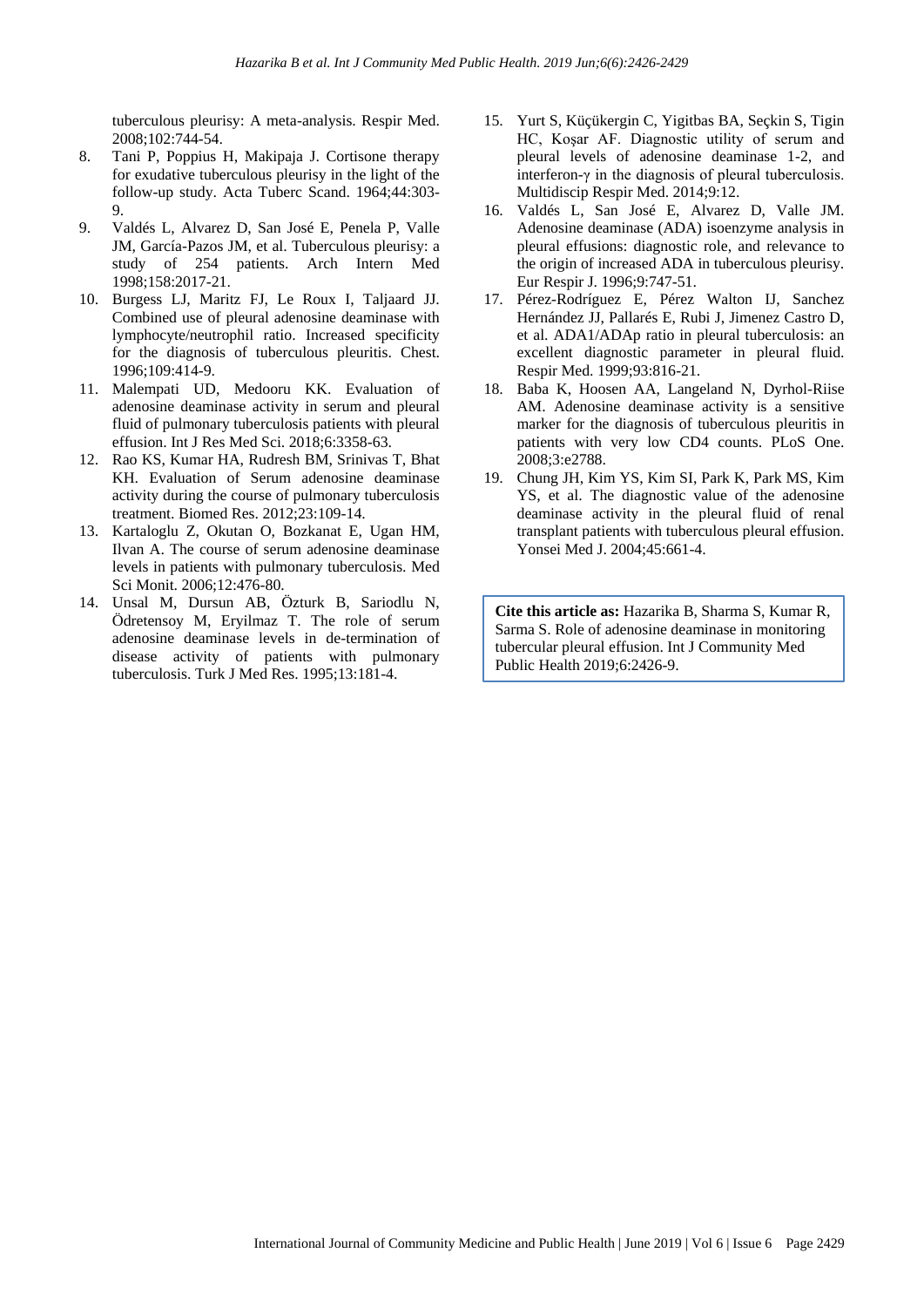tuberculous pleurisy: A meta-analysis. Respir Med. 2008;102:744-54.

8. Tani P, Poppius H, Makipaja J. Cortisone therapy for exudative tuberculous pleurisy in the light of the follow-up study. Acta Tuberc Scand. 1964;44:303-9.
9. Valdés L, Alvarez D, San José E, Penela P, Valle JM, García-Pazos JM, et al. Tuberculous pleurisy: a study of 254 patients. Arch Intern Med 1998;158:2017-21.
10. Burgess LJ, Maritz FJ, Le Roux I, Taljaard JJ. Combined use of pleural adenosine deaminase with lymphocyte/neutrophil ratio. Increased specificity for the diagnosis of tuberculous pleuritis. Chest. 1996;109:414-9.
11. Malempati UD, Medooru KK. Evaluation of adenosine deaminase activity in serum and pleural fluid of pulmonary tuberculosis patients with pleural effusion. Int J Res Med Sci. 2018;6:3358-63.
12. Rao KS, Kumar HA, Rudresh BM, Srinivas T, Bhat KH. Evaluation of Serum adenosine deaminase activity during the course of pulmonary tuberculosis treatment. Biomed Res. 2012;23:109-14.
13. Kartaloglu Z, Okutan O, Bozkanat E, Ugan HM, Ilvan A. The course of serum adenosine deaminase levels in patients with pulmonary tuberculosis. Med Sci Monit. 2006;12:476-80.
14. Unsal M, Dursun AB, Özturk B, Sariodlu N, Ödretensoy M, Eryilmaz T. The role of serum adenosine deaminase levels in de-termination of disease activity of patients with pulmonary tuberculosis. Turk J Med Res. 1995;13:181-4.
15. Yurt S, Küçükergin C, Yigitbas BA, Seçkin S, Tigin HC, Koşar AF. Diagnostic utility of serum and pleural levels of adenosine deaminase 1-2, and interferon-γ in the diagnosis of pleural tuberculosis. Multidiscip Respir Med. 2014;9:12.
16. Valdés L, San José E, Alvarez D, Valle JM. Adenosine deaminase (ADA) isoenzyme analysis in pleural effusions: diagnostic role, and relevance to the origin of increased ADA in tuberculous pleurisy. Eur Respir J. 1996;9:747-51.
17. Pérez-Rodríguez E, Pérez Walton IJ, Sanchez Hernández JJ, Pallarés E, Rubi J, Jimenez Castro D, et al. ADA1/ADAp ratio in pleural tuberculosis: an excellent diagnostic parameter in pleural fluid. Respir Med. 1999;93:816-21.
18. Baba K, Hoosen AA, Langeland N, Dyrhol-Riise AM. Adenosine deaminase activity is a sensitive marker for the diagnosis of tuberculous pleuritis in patients with very low CD4 counts. PLoS One. 2008;3:e2788.
19. Chung JH, Kim YS, Kim SI, Park K, Park MS, Kim YS, et al. The diagnostic value of the adenosine deaminase activity in the pleural fluid of renal transplant patients with tuberculous pleural effusion. Yonsei Med J. 2004;45:661-4.

**Cite this article as:** Hazarika B, Sharma S, Kumar R, Sarma S. Role of adenosine deaminase in monitoring tubercular pleural effusion. Int J Community Med Public Health 2019;6:2426-9.